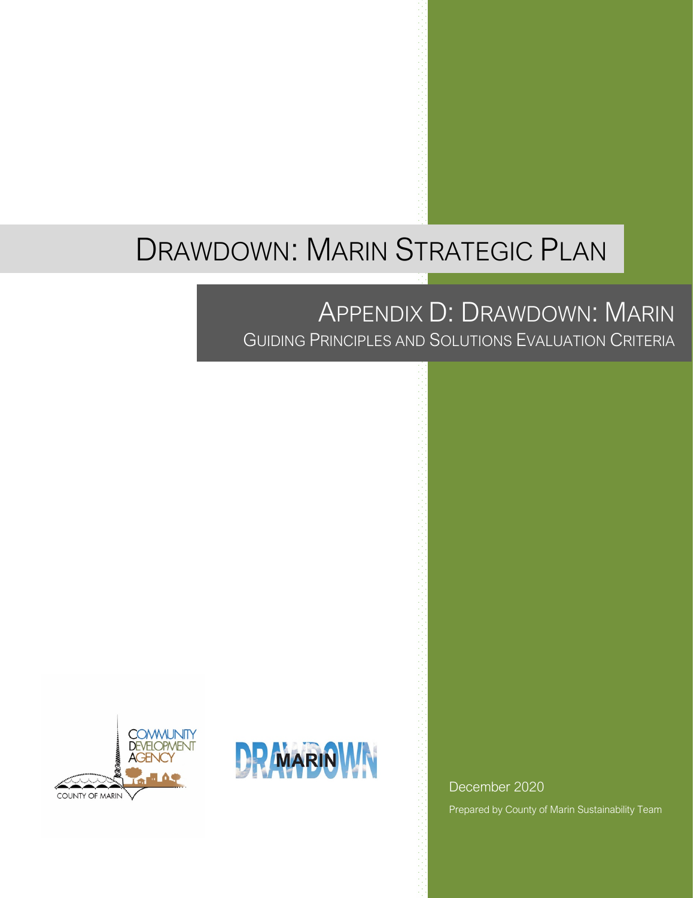# DRAWDOWN: MARIN STRATEGIC PLAN

## APPENDIX D: DRAWDOWN: MARIN

### GUIDING PRINCIPLES AND SOLUTIONS EVALUATION CRITERIA

December 2020

Prepared by County of Marin Sustainability Team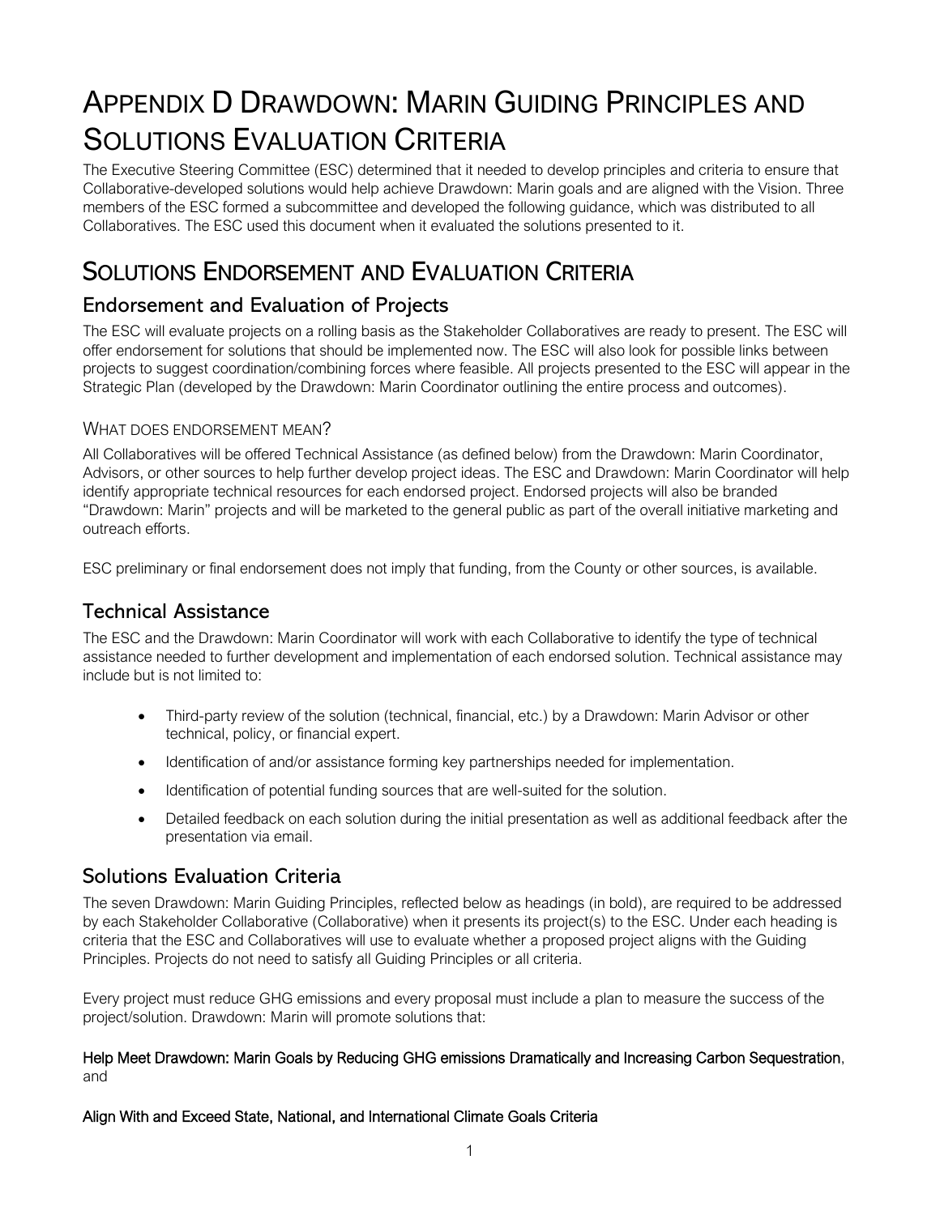# Appendix D Drawdown: Marin Guiding Principles and Solutions Evaluation Criteria

The Executive Steering Committee (ESC) determined that it needed to develop principles and criteria to ensure that Collaborative-developed solutions would help achieve Drawdown: Marin goals and are aligned with the Vision. Three members of the ESC formed a subcommittee and developed the following guidance, which was distributed to all Collaboratives. The ESC used this document when it evaluated the solutions presented to it.

## Solutions Endorsement and Evaluation Criteria

### Endorsement and Evaluation of Projects

The ESC will evaluate projects on a rolling basis as the Stakeholder Collaboratives are ready to present. The ESC will offer endorsement for solutions that should be implemented now. The ESC will also look for possible links between projects to suggest coordination/combining forces where feasible. All projects presented to the ESC will appear in the Strategic Plan (developed by the Drawdown: Marin Coordinator outlining the entire process and outcomes).

#### What does endorsement mean?

All Collaboratives will be offered Technical Assistance (as defined below) from the Drawdown: Marin Coordinator, Advisors, or other sources to help further develop project ideas. The ESC and Drawdown: Marin Coordinator will help identify appropriate technical resources for each endorsed project. Endorsed projects will also be branded "Drawdown: Marin" projects and will be marketed to the general public as part of the overall initiative marketing and outreach efforts.

ESC preliminary or final endorsement does not imply that funding, from the County or other sources, is available.

### Technical Assistance

The ESC and the Drawdown: Marin Coordinator will work with each Collaborative to identify the type of technical assistance needed to further development and implementation of each endorsed solution. Technical assistance may include but is not limited to:

- Third-party review of the solution (technical, financial, etc.) by a Drawdown: Marin Advisor or other technical, policy, or financial expert.
- Identification of and/or assistance forming key partnerships needed for implementation.
- Identification of potential funding sources that are well-suited for the solution.
- Detailed feedback on each solution during the initial presentation as well as additional feedback after the presentation via email.

### Solutions Evaluation Criteria

The seven Drawdown: Marin Guiding Principles, reflected below as headings (in bold), are required to be addressed by each Stakeholder Collaborative (Collaborative) when it presents its project(s) to the ESC. Under each heading is criteria that the ESC and Collaboratives will use to evaluate whether a proposed project aligns with the Guiding Principles. Projects do not need to satisfy all Guiding Principles or all criteria.

Every project must reduce GHG emissions and every proposal must include a plan to measure the success of the project/solution. Drawdown: Marin will promote solutions that:

**Help Meet Drawdown: Marin Goals by Reducing GHG emissions Dramatically and Increasing Carbon Sequestration**, and

**Align With and Exceed State, National, and International Climate Goals Criteria**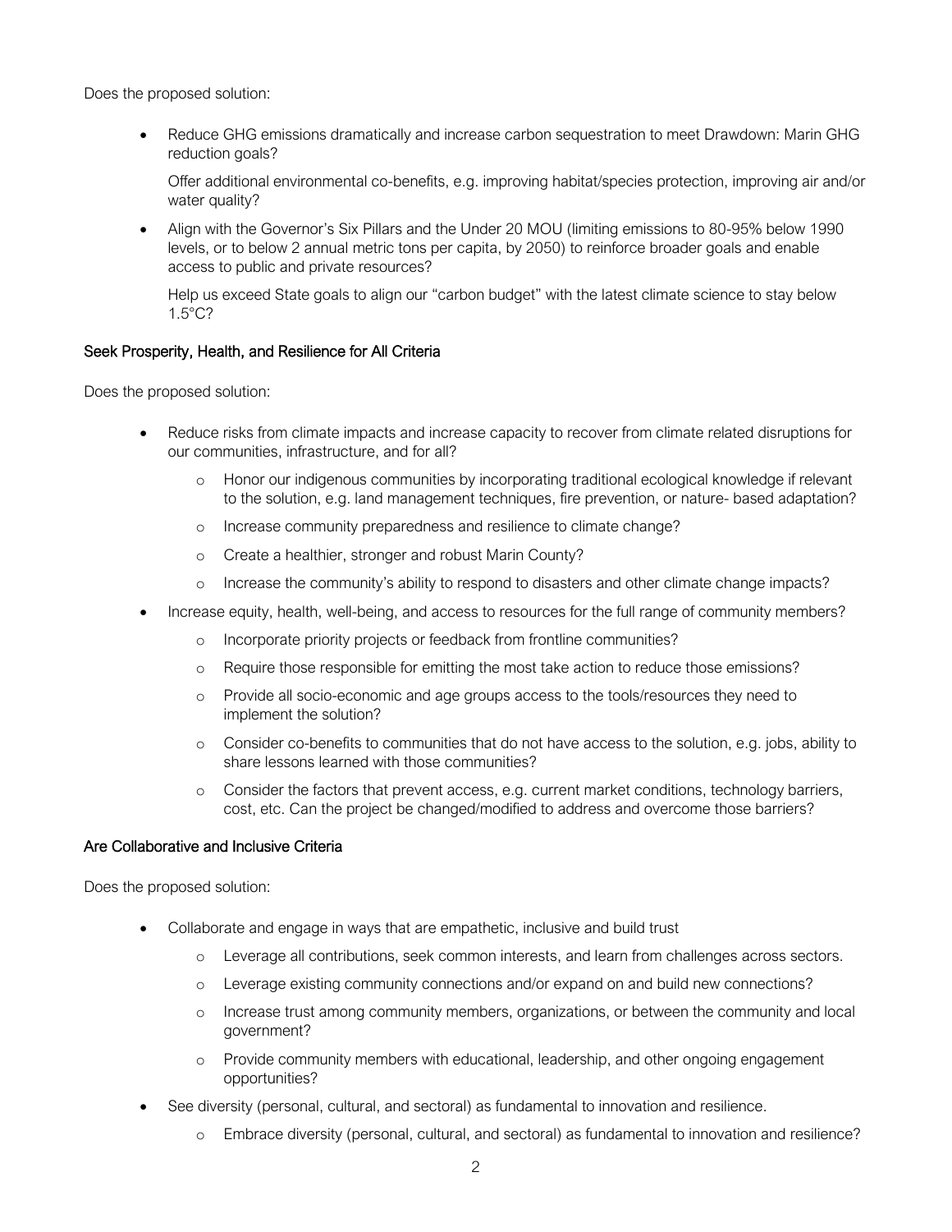Does the proposed solution:

- Reduce GHG emissions dramatically and increase carbon sequestration to meet Drawdown: Marin GHG reduction goals?

  Offer additional environmental co-benefits, e.g. improving habitat/species protection, improving air and/or water quality?

- Align with the Governor's Six Pillars and the Under 20 MOU (limiting emissions to 80-95% below 1990 levels, or to below 2 annual metric tons per capita, by 2050) to reinforce broader goals and enable access to public and private resources?

  Help us exceed State goals to align our "carbon budget" with the latest climate science to stay below 1.5°C?

### Seek Prosperity, Health, and Resilience for All Criteria

Does the proposed solution:

- Reduce risks from climate impacts and increase capacity to recover from climate related disruptions for our communities, infrastructure, and for all?
  - Honor our indigenous communities by incorporating traditional ecological knowledge if relevant to the solution, e.g. land management techniques, fire prevention, or nature- based adaptation?
  - Increase community preparedness and resilience to climate change?
  - Create a healthier, stronger and robust Marin County?
  - Increase the community's ability to respond to disasters and other climate change impacts?
- Increase equity, health, well-being, and access to resources for the full range of community members?
  - Incorporate priority projects or feedback from frontline communities?
  - Require those responsible for emitting the most take action to reduce those emissions?
  - Provide all socio-economic and age groups access to the tools/resources they need to implement the solution?
  - Consider co-benefits to communities that do not have access to the solution, e.g. jobs, ability to share lessons learned with those communities?
  - Consider the factors that prevent access, e.g. current market conditions, technology barriers, cost, etc. Can the project be changed/modified to address and overcome those barriers?

### Are Collaborative and Inclusive Criteria

Does the proposed solution:

- Collaborate and engage in ways that are empathetic, inclusive and build trust
  - Leverage all contributions, seek common interests, and learn from challenges across sectors.
  - Leverage existing community connections and/or expand on and build new connections?
  - Increase trust among community members, organizations, or between the community and local government?
  - Provide community members with educational, leadership, and other ongoing engagement opportunities?
- See diversity (personal, cultural, and sectoral) as fundamental to innovation and resilience.
  - Embrace diversity (personal, cultural, and sectoral) as fundamental to innovation and resilience?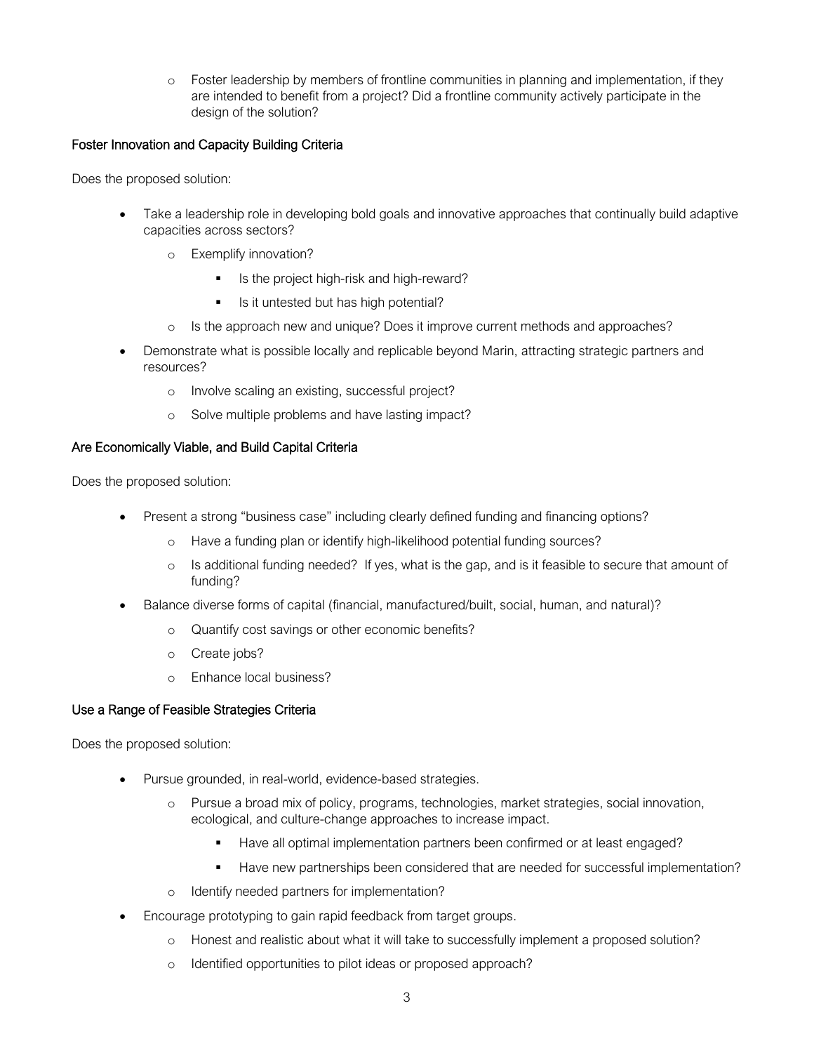- Foster leadership by members of frontline communities in planning and implementation, if they are intended to benefit from a project? Did a frontline community actively participate in the design of the solution?

### Foster Innovation and Capacity Building Criteria

Does the proposed solution:

- Take a leadership role in developing bold goals and innovative approaches that continually build adaptive capacities across sectors?
  - Exemplify innovation?
    - Is the project high-risk and high-reward?
    - Is it untested but has high potential?
  - Is the approach new and unique? Does it improve current methods and approaches?
- Demonstrate what is possible locally and replicable beyond Marin, attracting strategic partners and resources?
  - Involve scaling an existing, successful project?
  - Solve multiple problems and have lasting impact?

### Are Economically Viable, and Build Capital Criteria

Does the proposed solution:

- Present a strong "business case" including clearly defined funding and financing options?
  - Have a funding plan or identify high-likelihood potential funding sources?
  - Is additional funding needed? If yes, what is the gap, and is it feasible to secure that amount of funding?
- Balance diverse forms of capital (financial, manufactured/built, social, human, and natural)?
  - Quantify cost savings or other economic benefits?
  - Create jobs?
  - Enhance local business?

### Use a Range of Feasible Strategies Criteria

Does the proposed solution:

- Pursue grounded, in real-world, evidence-based strategies.
  - Pursue a broad mix of policy, programs, technologies, market strategies, social innovation, ecological, and culture-change approaches to increase impact.
    - Have all optimal implementation partners been confirmed or at least engaged?
    - Have new partnerships been considered that are needed for successful implementation?
  - Identify needed partners for implementation?
- Encourage prototyping to gain rapid feedback from target groups.
  - Honest and realistic about what it will take to successfully implement a proposed solution?
  - Identified opportunities to pilot ideas or proposed approach?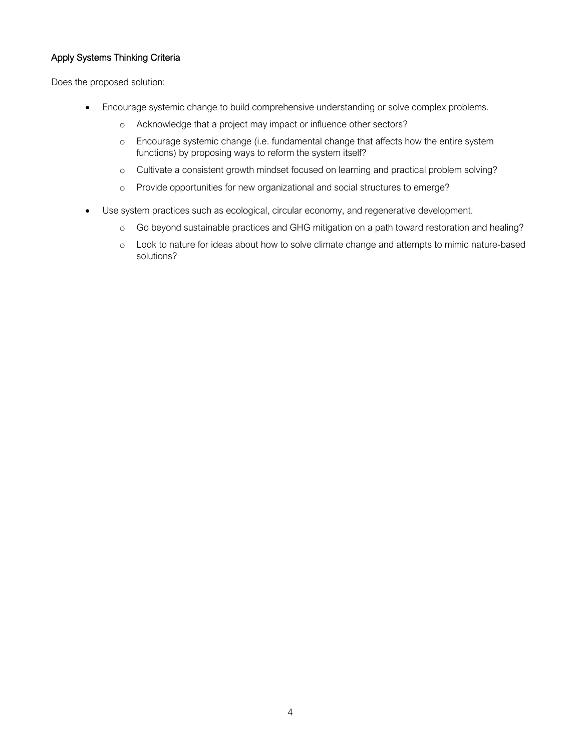### Apply Systems Thinking Criteria

Does the proposed solution:

- Encourage systemic change to build comprehensive understanding or solve complex problems.
    - Acknowledge that a project may impact or influence other sectors?
    - Encourage systemic change (i.e. fundamental change that affects how the entire system functions) by proposing ways to reform the system itself?
    - Cultivate a consistent growth mindset focused on learning and practical problem solving?
    - Provide opportunities for new organizational and social structures to emerge?
- Use system practices such as ecological, circular economy, and regenerative development.
    - Go beyond sustainable practices and GHG mitigation on a path toward restoration and healing?
    - Look to nature for ideas about how to solve climate change and attempts to mimic nature-based solutions?